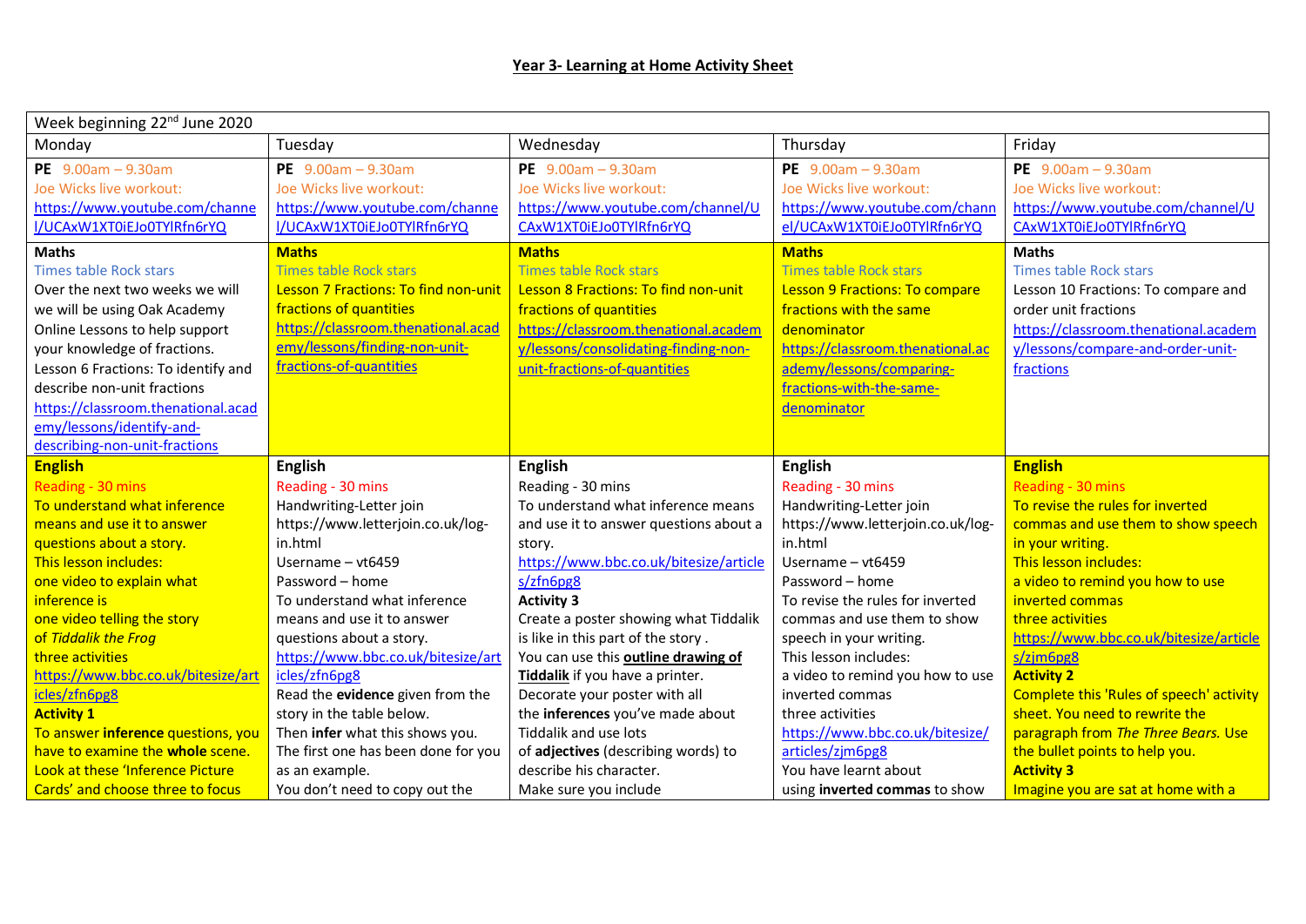# Year 3- Learning at Home Activity Sheet

| Week beginning 22nd June 2020 | | | | |
|---|---|---|---|---|
| Monday | Tuesday | Wednesday | Thursday | Friday |
| **PE** 9.00am – 9.30am<br>Joe Wicks live workout:<br>https://www.youtube.com/channel/UCAxW1XT0iEJo0TYlRfn6rYQ | **PE** 9.00am – 9.30am<br>Joe Wicks live workout:<br>https://www.youtube.com/channel/UCAxW1XT0iEJo0TYlRfn6rYQ | **PE** 9.00am – 9.30am<br>Joe Wicks live workout:<br>https://www.youtube.com/channel/UCAxW1XT0iEJo0TYlRfn6rYQ | **PE** 9.00am – 9.30am<br>Joe Wicks live workout:<br>https://www.youtube.com/channel/UCAxW1XT0iEJo0TYlRfn6rYQ | **PE** 9.00am – 9.30am<br>Joe Wicks live workout:<br>https://www.youtube.com/channel/UCAxW1XT0iEJo0TYlRfn6rYQ |
| **Maths**<br>Times table Rock stars<br>Over the next two weeks we will we will be using Oak Academy Online Lessons to help support your knowledge of fractions.<br>Lesson 6 Fractions: To identify and describe non-unit fractions<br>https://classroom.thenational.academy/lessons/identify-and-describing-non-unit-fractions | **Maths**<br>Times table Rock stars<br>Lesson 7 Fractions: To find non-unit fractions of quantities<br>https://classroom.thenational.academy/lessons/finding-non-unit-fractions-of-quantities | **Maths**<br>Times table Rock stars<br>Lesson 8 Fractions: To find non-unit fractions of quantities<br>https://classroom.thenational.academy/lessons/consolidating-finding-non-unit-fractions-of-quantities | **Maths**<br>Times table Rock stars<br>Lesson 9 Fractions: To compare fractions with the same denominator<br>https://classroom.thenational.academy/lessons/comparing-fractions-with-the-same-denominator | **Maths**<br>Times table Rock stars<br>Lesson 10 Fractions: To compare and order unit fractions<br>https://classroom.thenational.academy/lessons/compare-and-order-unit-fractions |
| **English**<br>Reading - 30 mins<br>To understand what inference means and use it to answer questions about a story.<br>This lesson includes:<br>one video to explain what inference is<br>one video telling the story of *Tiddalik the Frog*<br>three activities<br>https://www.bbc.co.uk/bitesize/articles/zfn6pg8<br>**Activity 1**<br>To answer **inference** questions, you have to examine the **whole** scene. Look at these 'Inference Picture Cards' and choose three to focus | **English**<br>Reading - 30 mins<br>Handwriting-Letter join<br>https://www.letterjoin.co.uk/log-in.html<br>Username – vt6459<br>Password – home<br>To understand what inference means and use it to answer questions about a story.<br>https://www.bbc.co.uk/bitesize/articles/zfn6pg8<br>Read the **evidence** given from the story in the table below.<br>Then **infer** what this shows you.<br>The first one has been done for you as an example.<br>You don't need to copy out the | **English**<br>Reading - 30 mins<br>To understand what inference means and use it to answer questions about a story.<br>https://www.bbc.co.uk/bitesize/articles/zfn6pg8<br>**Activity 3**<br>Create a poster showing what Tiddalik is like in this part of the story .<br>You can use this **outline drawing of Tiddalik** if you have a printer.<br>Decorate your poster with all the **inferences** you've made about Tiddalik and use lots of **adjectives** (describing words) to describe his character.<br>Make sure you include | **English**<br>Reading - 30 mins<br>Handwriting-Letter join<br>https://www.letterjoin.co.uk/log-in.html<br>Username – vt6459<br>Password – home<br>To revise the rules for inverted commas and use them to show speech in your writing.<br>This lesson includes:<br>a video to remind you how to use inverted commas<br>three activities<br>https://www.bbc.co.uk/bitesize/articles/zjm6pg8<br>You have learnt about using **inverted commas** to show | **English**<br>Reading - 30 mins<br>To revise the rules for inverted commas and use them to show speech in your writing.<br>This lesson includes:<br>a video to remind you how to use inverted commas<br>three activities<br>https://www.bbc.co.uk/bitesize/articles/zjm6pg8<br>**Activity 2**<br>Complete this 'Rules of speech' activity sheet. You need to rewrite the paragraph from *The Three Bears.* Use the bullet points to help you.<br>**Activity 3**<br>Imagine you are sat at home with a |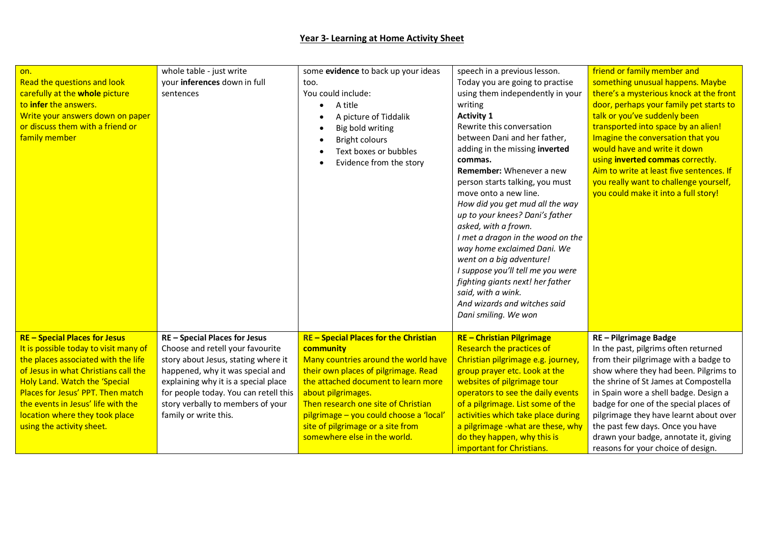## Year 3- Learning at Home Activity Sheet

| | | | | |
|---|---|---|---|---|
| on.<br>Read the questions and look carefully at the **whole** picture to **infer** the answers.<br>Write your answers down on paper or discuss them with a friend or family member | whole table - just write your **inferences** down in full sentences | some **evidence** to back up your ideas too.<br>You could include:<br>• A title<br>• A picture of Tiddalik<br>• Big bold writing<br>• Bright colours<br>• Text boxes or bubbles<br>• Evidence from the story | speech in a previous lesson. Today you are going to practise using them independently in your writing<br>**Activity 1**<br>Rewrite this conversation between Dani and her father, adding in the missing **inverted commas.**<br>**Remember:** Whenever a new person starts talking, you must move onto a new line.<br>*How did you get mud all the way up to your knees? Dani's father asked, with a frown.*<br>*I met a dragon in the wood on the way home exclaimed Dani. We went on a big adventure!*<br>*I suppose you'll tell me you were fighting giants next! her father said, with a wink.*<br>*And wizards and witches said Dani smiling. We won* | friend or family member and something unusual happens. Maybe there's a mysterious knock at the front door, perhaps your family pet starts to talk or you've suddenly been transported into space by an alien! Imagine the conversation that you would have and write it down using **inverted commas** correctly. Aim to write at least five sentences. If you really want to challenge yourself, you could make it into a full story! |
| **RE – Special Places for Jesus**<br>It is possible today to visit many of the places associated with the life of Jesus in what Christians call the Holy Land. Watch the 'Special Places for Jesus' PPT. Then match the events in Jesus' life with the location where they took place using the activity sheet. | **RE – Special Places for Jesus**<br>Choose and retell your favourite story about Jesus, stating where it happened, why it was special and explaining why it is a special place for people today. You can retell this story verbally to members of your family or write this. | **RE – Special Places for the Christian community**<br>Many countries around the world have their own places of pilgrimage. Read the attached document to learn more about pilgrimages.<br>Then research one site of Christian pilgrimage – you could choose a 'local' site of pilgrimage or a site from somewhere else in the world. | **RE – Christian Pilgrimage**<br>Research the practices of Christian pilgrimage e.g. journey, group prayer etc. Look at the websites of pilgrimage tour operators to see the daily events of a pilgrimage. List some of the activities which take place during a pilgrimage -what are these, why do they happen, why this is important for Christians. | **RE – Pilgrimage Badge**<br>In the past, pilgrims often returned from their pilgrimage with a badge to show where they had been. Pilgrims to the shrine of St James at Compostella in Spain wore a shell badge. Design a badge for one of the special places of pilgrimage they have learnt about over the past few days. Once you have drawn your badge, annotate it, giving reasons for your choice of design. |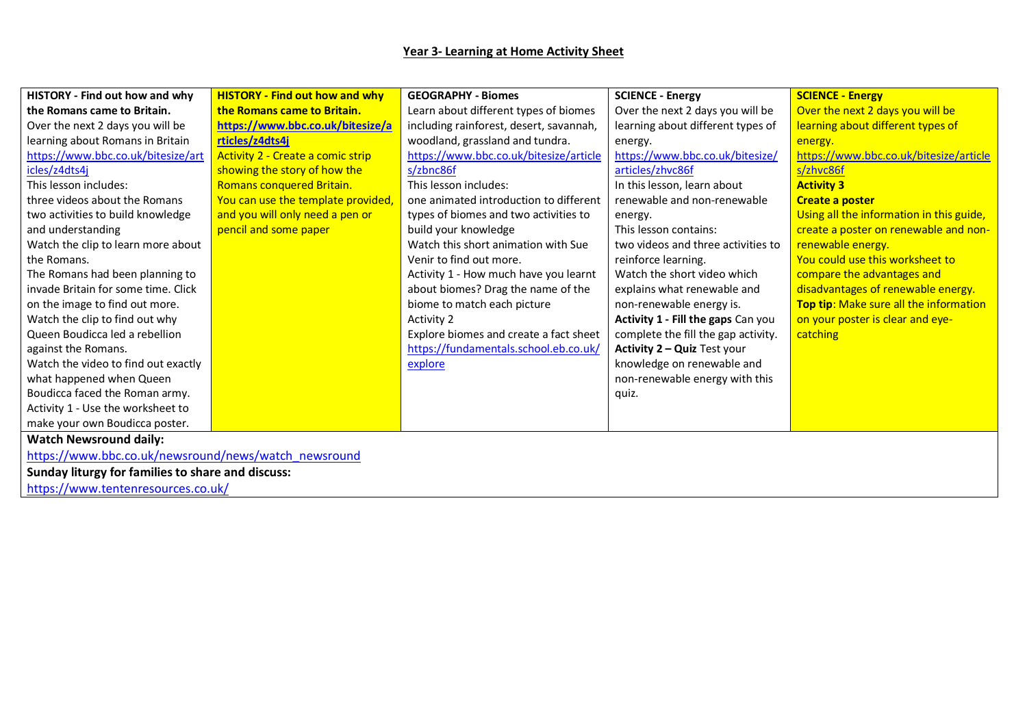# Year 3- Learning at Home Activity Sheet

| | | | | |
|---|---|---|---|---|
| **HISTORY - Find out how and why the Romans came to Britain.**<br>Over the next 2 days you will be learning about Romans in Britain<br>https://www.bbc.co.uk/bitesize/articles/z4dts4j<br>This lesson includes:<br>three videos about the Romans<br>two activities to build knowledge and understanding<br>Watch the clip to learn more about the Romans.<br>The Romans had been planning to invade Britain for some time. Click on the image to find out more.<br>Watch the clip to find out why Queen Boudicca led a rebellion against the Romans.<br>Watch the video to find out exactly what happened when Queen Boudicca faced the Roman army.<br>Activity 1 - Use the worksheet to make your own Boudicca poster. | **HISTORY - Find out how and why the Romans came to Britain.**<br>**https://www.bbc.co.uk/bitesize/articles/z4dts4j**<br>Activity 2 - Create a comic strip showing the story of how the Romans conquered Britain.<br>You can use the template provided, and you will only need a pen or pencil and some paper | **GEOGRAPHY - Biomes**<br>Learn about different types of biomes including rainforest, desert, savannah, woodland, grassland and tundra.<br>https://www.bbc.co.uk/bitesize/articles/zbnc86f<br>This lesson includes:<br>one animated introduction to different types of biomes and two activities to build your knowledge<br>Watch this short animation with Sue Venir to find out more.<br>Activity 1 - How much have you learnt about biomes? Drag the name of the biome to match each picture<br>Activity 2<br>Explore biomes and create a fact sheet<br>https://fundamentals.school.eb.co.uk/explore | **SCIENCE - Energy**<br>Over the next 2 days you will be learning about different types of energy.<br>https://www.bbc.co.uk/bitesize/articles/zhvc86f<br>In this lesson, learn about renewable and non-renewable energy.<br>This lesson contains:<br>two videos and three activities to reinforce learning.<br>Watch the short video which explains what renewable and non-renewable energy is.<br>**Activity 1 - Fill the gaps** Can you complete the fill the gap activity.<br>**Activity 2 – Quiz** Test your knowledge on renewable and non-renewable energy with this quiz. | **SCIENCE - Energy**<br>Over the next 2 days you will be learning about different types of energy.<br>https://www.bbc.co.uk/bitesize/articles/zhvc86f<br>**Activity 3**<br>**Create a poster**<br>Using all the information in this guide, create a poster on renewable and non-renewable energy.<br>You could use this worksheet to compare the advantages and disadvantages of renewable energy.<br>**Top tip**: Make sure all the information on your poster is clear and eye-catching |

**Watch Newsround daily:**
https://www.bbc.co.uk/newsround/news/watch_newsround

**Sunday liturgy for families to share and discuss:**
https://www.tentenresources.co.uk/